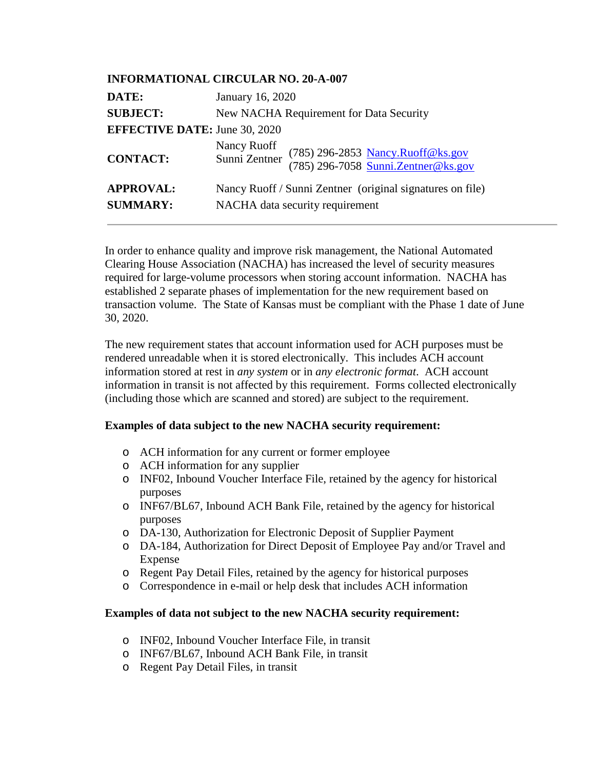**INFORMATIONAL CIRCULAR NO. 20-A-007**

| | |
|---|---|
| **DATE:** | January 16, 2020 |
| **SUBJECT:** | New NACHA Requirement for Data Security |
| **EFFECTIVE DATE:** | June 30, 2020 |
| **CONTACT:** | Nancy Ruoff (785) 296-2853 Nancy.Ruoff@ks.gov<br>Sunni Zentner (785) 296-7058 Sunni.Zentner@ks.gov |
| **APPROVAL:** | Nancy Ruoff / Sunni Zentner (original signatures on file) |
| **SUMMARY:** | NACHA data security requirement |

---

In order to enhance quality and improve risk management, the National Automated Clearing House Association (NACHA) has increased the level of security measures required for large-volume processors when storing account information. NACHA has established 2 separate phases of implementation for the new requirement based on transaction volume. The State of Kansas must be compliant with the Phase 1 date of June 30, 2020.

The new requirement states that account information used for ACH purposes must be rendered unreadable when it is stored electronically. This includes ACH account information stored at rest in *any system* or in *any electronic format*. ACH account information in transit is not affected by this requirement. Forms collected electronically (including those which are scanned and stored) are subject to the requirement.

**Examples of data subject to the new NACHA security requirement:**

- ACH information for any current or former employee
- ACH information for any supplier
- INF02, Inbound Voucher Interface File, retained by the agency for historical purposes
- INF67/BL67, Inbound ACH Bank File, retained by the agency for historical purposes
- DA-130, Authorization for Electronic Deposit of Supplier Payment
- DA-184, Authorization for Direct Deposit of Employee Pay and/or Travel and Expense
- Regent Pay Detail Files, retained by the agency for historical purposes
- Correspondence in e-mail or help desk that includes ACH information

**Examples of data not subject to the new NACHA security requirement:**

- INF02, Inbound Voucher Interface File, in transit
- INF67/BL67, Inbound ACH Bank File, in transit
- Regent Pay Detail Files, in transit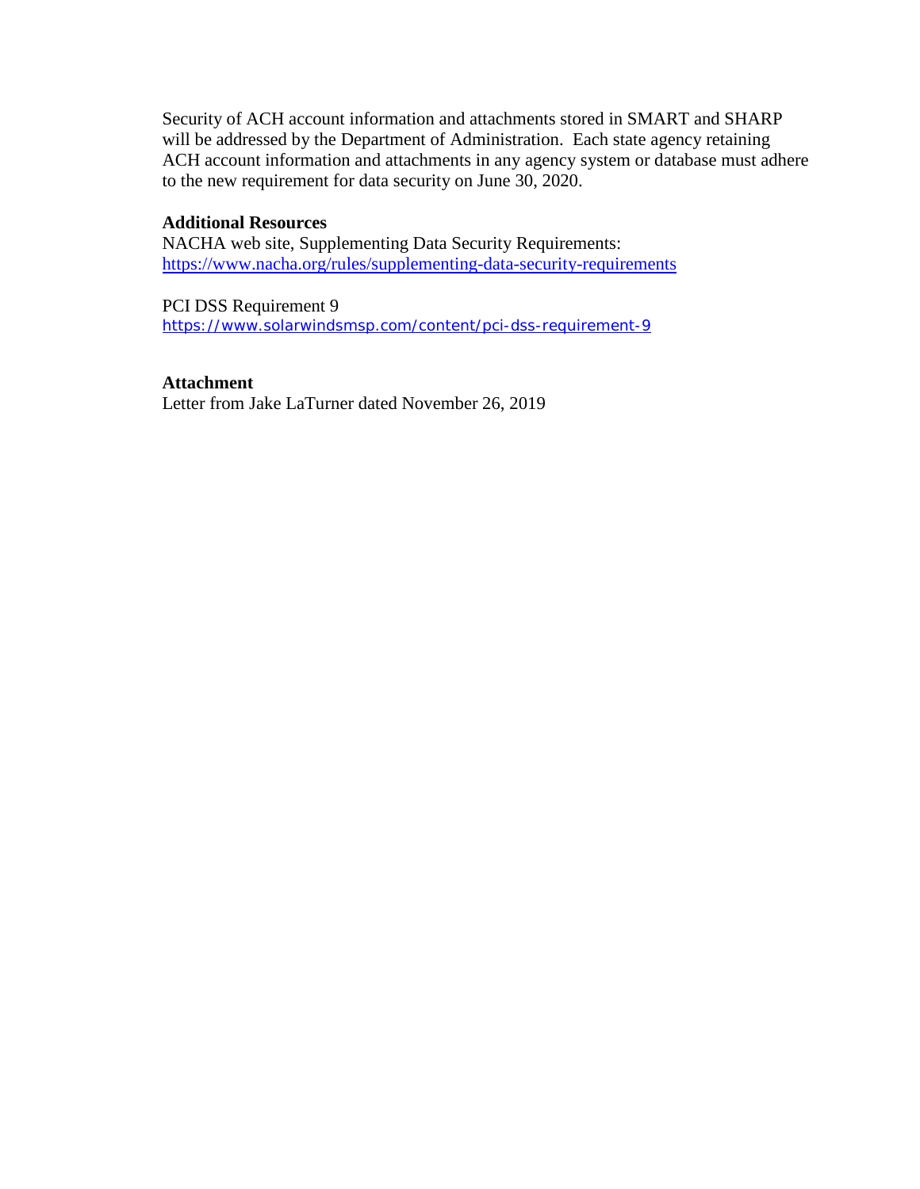Security of ACH account information and attachments stored in SMART and SHARP will be addressed by the Department of Administration. Each state agency retaining ACH account information and attachments in any agency system or database must adhere to the new requirement for data security on June 30, 2020.

**Additional Resources**

NACHA web site, Supplementing Data Security Requirements:
https://www.nacha.org/rules/supplementing-data-security-requirements

PCI DSS Requirement 9
https://www.solarwindsmsp.com/content/pci-dss-requirement-9

**Attachment**

Letter from Jake LaTurner dated November 26, 2019